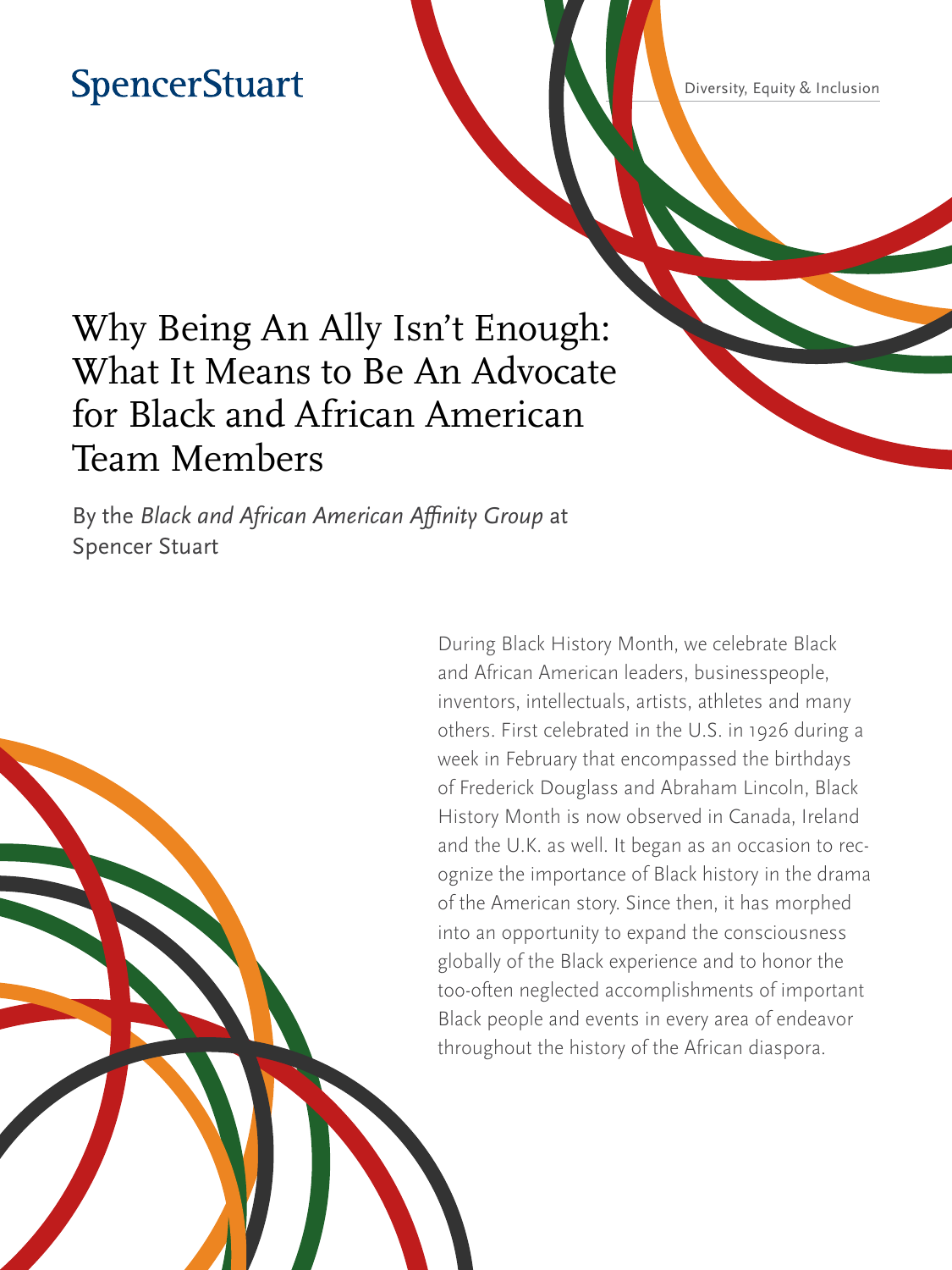SpencerStuart

Diversity, Equity & Inclusion

# Why Being An Ally Isn't Enough: What It Means to Be An Advocate for Black and African American Team Members

By the *Black and African American Affinity Group* at Spencer Stuart

During Black History Month, we celebrate Black and African American leaders, businesspeople, inventors, intellectuals, artists, athletes and many others. First celebrated in the U.S. in 1926 during a week in February that encompassed the birthdays of Frederick Douglass and Abraham Lincoln, Black History Month is now observed in Canada, Ireland and the U.K. as well. It began as an occasion to recognize the importance of Black history in the drama of the American story. Since then, it has morphed into an opportunity to expand the consciousness globally of the Black experience and to honor the too-often neglected accomplishments of important Black people and events in every area of endeavor throughout the history of the African diaspora.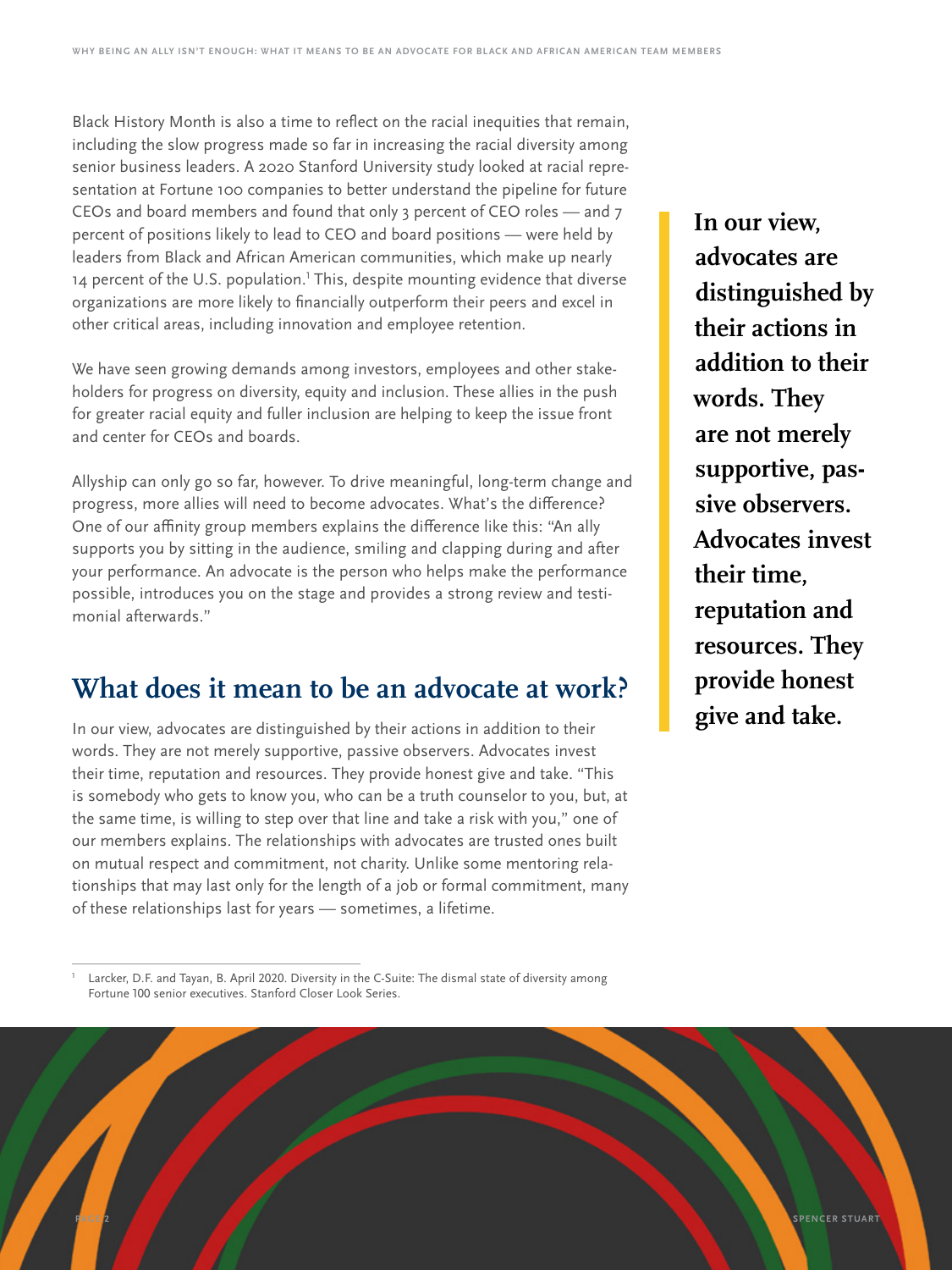Black History Month is also a time to reflect on the racial inequities that remain, including the slow progress made so far in increasing the racial diversity among senior business leaders. A 2020 Stanford University study looked at racial representation at Fortune 100 companies to better understand the pipeline for future CEOs and board members and found that only 3 percent of CEO roles — and 7 percent of positions likely to lead to CEO and board positions — were held by leaders from Black and African American communities, which make up nearly 14 percent of the U.S. population.[1] This, despite mounting evidence that diverse organizations are more likely to financially outperform their peers and excel in other critical areas, including innovation and employee retention.

We have seen growing demands among investors, employees and other stakeholders for progress on diversity, equity and inclusion. These allies in the push for greater racial equity and fuller inclusion are helping to keep the issue front and center for CEOs and boards.

Allyship can only go so far, however. To drive meaningful, long-term change and progress, more allies will need to become advocates. What's the difference? One of our affinity group members explains the difference like this: "An ally supports you by sitting in the audience, smiling and clapping during and after your performance. An advocate is the person who helps make the performance possible, introduces you on the stage and provides a strong review and testimonial afterwards."

## What does it mean to be an advocate at work?

In our view, advocates are distinguished by their actions in addition to their words. They are not merely supportive, passive observers. Advocates invest their time, reputation and resources. They provide honest give and take. "This is somebody who gets to know you, who can be a truth counselor to you, but, at the same time, is willing to step over that line and take a risk with you," one of our members explains. The relationships with advocates are trusted ones built on mutual respect and commitment, not charity. Unlike some mentoring relationships that may last only for the length of a job or formal commitment, many of these relationships last for years — sometimes, a lifetime.

**In our view, advocates are distinguished by their actions in addition to their words. They are not merely supportive, passive observers. Advocates invest their time, reputation and resources. They provide honest give and take.**

[1] Larcker, D.F. and Tayan, B. April 2020. Diversity in the C-Suite: The dismal state of diversity among Fortune 100 senior executives. Stanford Closer Look Series.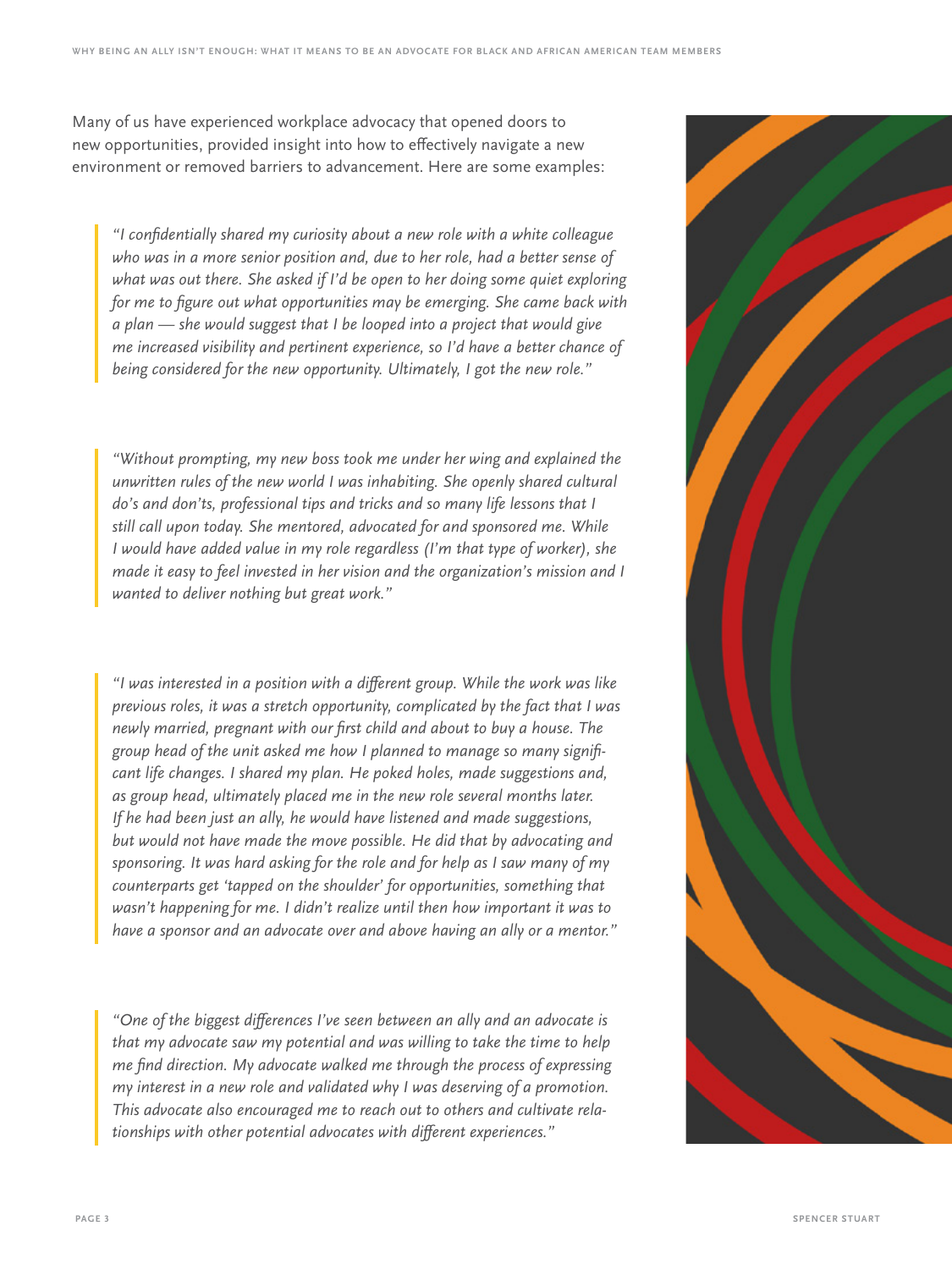Many of us have experienced workplace advocacy that opened doors to new opportunities, provided insight into how to effectively navigate a new environment or removed barriers to advancement. Here are some examples:

> *"I confidentially shared my curiosity about a new role with a white colleague who was in a more senior position and, due to her role, had a better sense of what was out there. She asked if I'd be open to her doing some quiet exploring for me to figure out what opportunities may be emerging. She came back with a plan — she would suggest that I be looped into a project that would give me increased visibility and pertinent experience, so I'd have a better chance of being considered for the new opportunity. Ultimately, I got the new role."*

> *"Without prompting, my new boss took me under her wing and explained the unwritten rules of the new world I was inhabiting. She openly shared cultural do's and don'ts, professional tips and tricks and so many life lessons that I still call upon today. She mentored, advocated for and sponsored me. While I would have added value in my role regardless (I'm that type of worker), she made it easy to feel invested in her vision and the organization's mission and I wanted to deliver nothing but great work."*

> *"I was interested in a position with a different group. While the work was like previous roles, it was a stretch opportunity, complicated by the fact that I was newly married, pregnant with our first child and about to buy a house. The group head of the unit asked me how I planned to manage so many significant life changes. I shared my plan. He poked holes, made suggestions and, as group head, ultimately placed me in the new role several months later. If he had been just an ally, he would have listened and made suggestions, but would not have made the move possible. He did that by advocating and sponsoring. It was hard asking for the role and for help as I saw many of my counterparts get 'tapped on the shoulder' for opportunities, something that wasn't happening for me. I didn't realize until then how important it was to have a sponsor and an advocate over and above having an ally or a mentor."*

> *"One of the biggest differences I've seen between an ally and an advocate is that my advocate saw my potential and was willing to take the time to help me find direction. My advocate walked me through the process of expressing my interest in a new role and validated why I was deserving of a promotion. This advocate also encouraged me to reach out to others and cultivate relationships with other potential advocates with different experiences."*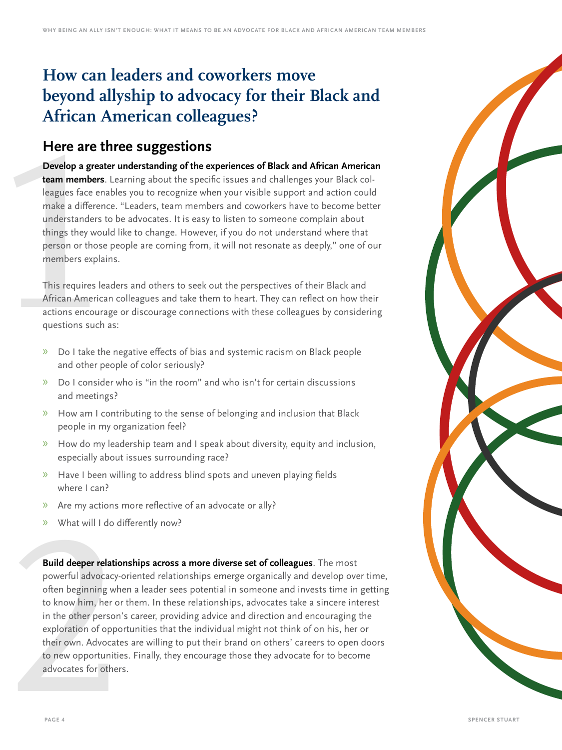# How can leaders and coworkers move beyond allyship to advocacy for their Black and African American colleagues?

## Here are three suggestions

1. **Develop a greater understanding of the experiences of Black and African American team members**. Learning about the specific issues and challenges your Black colleagues face enables you to recognize when your visible support and action could make a difference. "Leaders, team members and coworkers have to become better understanders to be advocates. It is easy to listen to someone complain about things they would like to change. However, if you do not understand where that person or those people are coming from, it will not resonate as deeply," one of our members explains.

   This requires leaders and others to seek out the perspectives of their Black and African American colleagues and take them to heart. They can reflect on how their actions encourage or discourage connections with these colleagues by considering questions such as:

   - Do I take the negative effects of bias and systemic racism on Black people and other people of color seriously?
   - Do I consider who is "in the room" and who isn't for certain discussions and meetings?
   - How am I contributing to the sense of belonging and inclusion that Black people in my organization feel?
   - How do my leadership team and I speak about diversity, equity and inclusion, especially about issues surrounding race?
   - Have I been willing to address blind spots and uneven playing fields where I can?
   - Are my actions more reflective of an advocate or ally?
   - What will I do differently now?

2. **Build deeper relationships across a more diverse set of colleagues**. The most powerful advocacy-oriented relationships emerge organically and develop over time, often beginning when a leader sees potential in someone and invests time in getting to know him, her or them. In these relationships, advocates take a sincere interest in the other person's career, providing advice and direction and encouraging the exploration of opportunities that the individual might not think of on his, her or their own. Advocates are willing to put their brand on others' careers to open doors to new opportunities. Finally, they encourage those they advocate for to become advocates for others.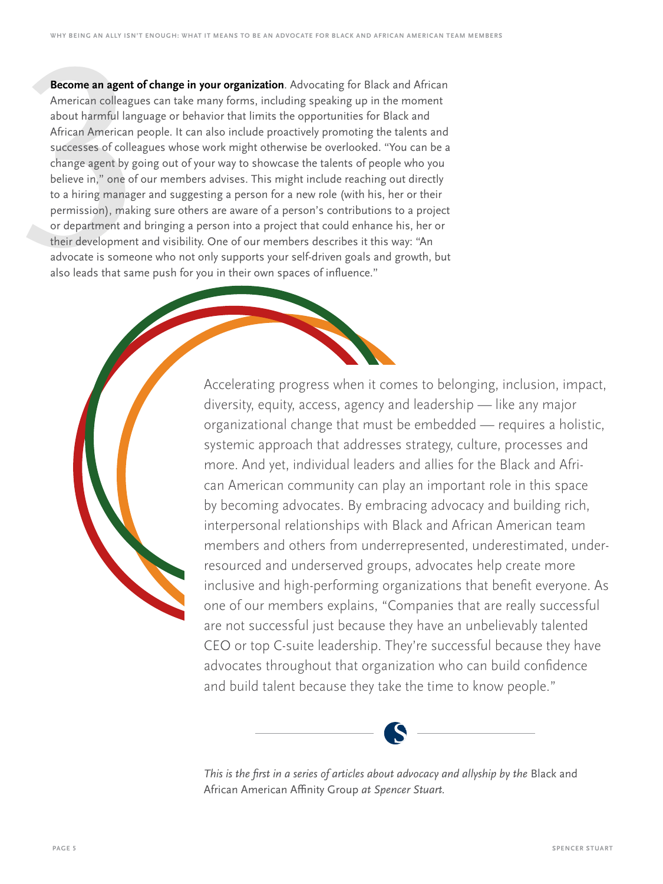**Become an agent of change in your organization**. Advocating for Black and African American colleagues can take many forms, including speaking up in the moment about harmful language or behavior that limits the opportunities for Black and African American people. It can also include proactively promoting the talents and successes of colleagues whose work might otherwise be overlooked. "You can be a change agent by going out of your way to showcase the talents of people who you believe in," one of our members advises. This might include reaching out directly to a hiring manager and suggesting a person for a new role (with his, her or their permission), making sure others are aware of a person's contributions to a project or department and bringing a person into a project that could enhance his, her or their development and visibility. One of our members describes it this way: "An advocate is someone who not only supports your self-driven goals and growth, but also leads that same push for you in their own spaces of influence."

Accelerating progress when it comes to belonging, inclusion, impact, diversity, equity, access, agency and leadership — like any major organizational change that must be embedded — requires a holistic, systemic approach that addresses strategy, culture, processes and more. And yet, individual leaders and allies for the Black and African American community can play an important role in this space by becoming advocates. By embracing advocacy and building rich, interpersonal relationships with Black and African American team members and others from underrepresented, underestimated, under-resourced and underserved groups, advocates help create more inclusive and high-performing organizations that benefit everyone. As one of our members explains, "Companies that are really successful are not successful just because they have an unbelievably talented CEO or top C-suite leadership. They're successful because they have advocates throughout that organization who can build confidence and build talent because they take the time to know people."

*This is the first in a series of articles about advocacy and allyship by the* Black and African American Affinity Group *at Spencer Stuart.*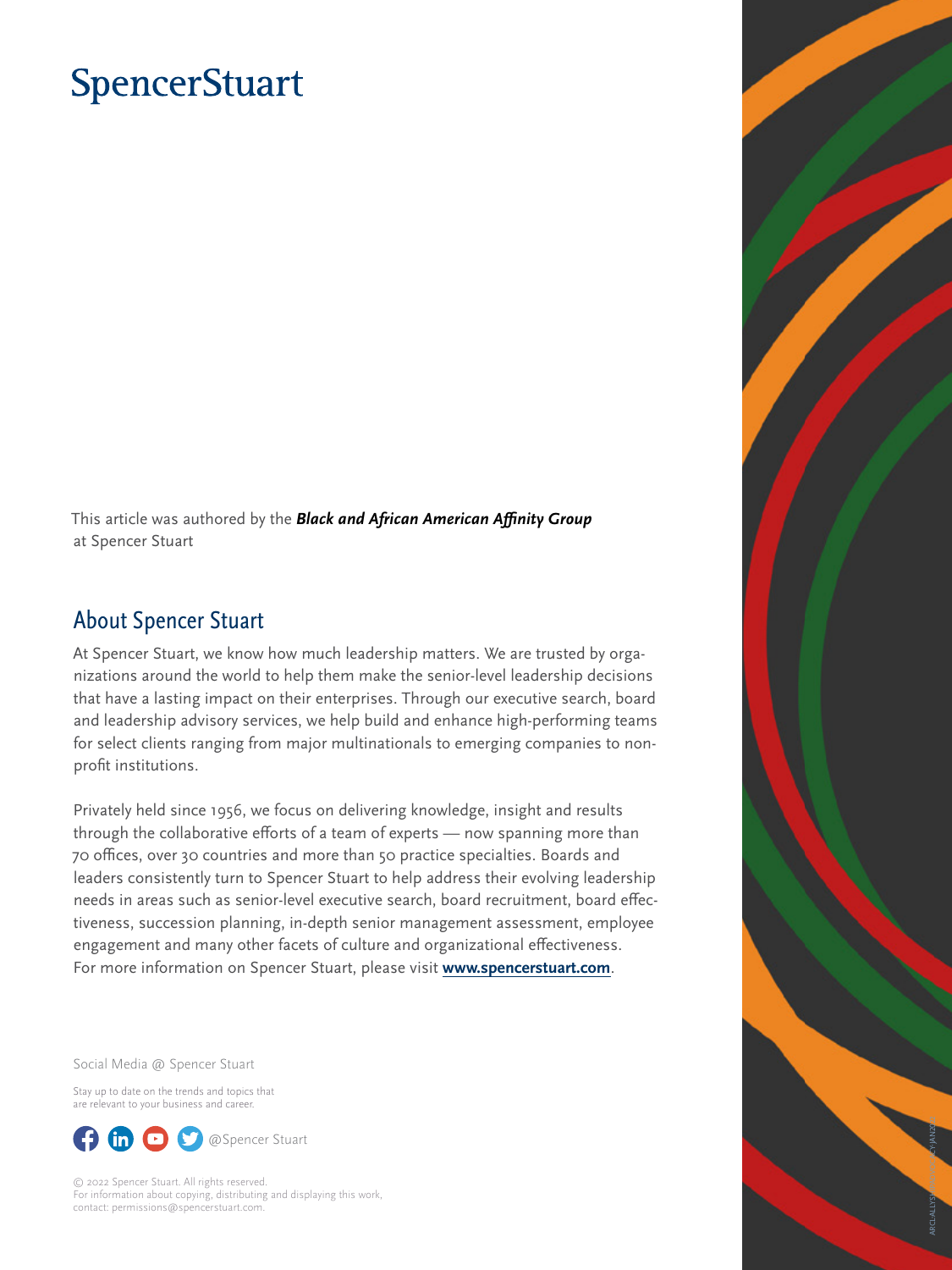SpencerStuart

This article was authored by the ***Black and African American Affinity Group*** at Spencer Stuart

## About Spencer Stuart

At Spencer Stuart, we know how much leadership matters. We are trusted by organizations around the world to help them make the senior-level leadership decisions that have a lasting impact on their enterprises. Through our executive search, board and leadership advisory services, we help build and enhance high-performing teams for select clients ranging from major multinationals to emerging companies to nonprofit institutions.

Privately held since 1956, we focus on delivering knowledge, insight and results through the collaborative efforts of a team of experts — now spanning more than 70 offices, over 30 countries and more than 50 practice specialties. Boards and leaders consistently turn to Spencer Stuart to help address their evolving leadership needs in areas such as senior-level executive search, board recruitment, board effectiveness, succession planning, in-depth senior management assessment, employee engagement and many other facets of culture and organizational effectiveness. For more information on Spencer Stuart, please visit **www.spencerstuart.com**.

Social Media @ Spencer Stuart

Stay up to date on the trends and topics that are relevant to your business and career.

@Spencer Stuart

© 2022 Spencer Stuart. All rights reserved.
For information about copying, distributing and displaying this work, contact: permissions@spencerstuart.com.